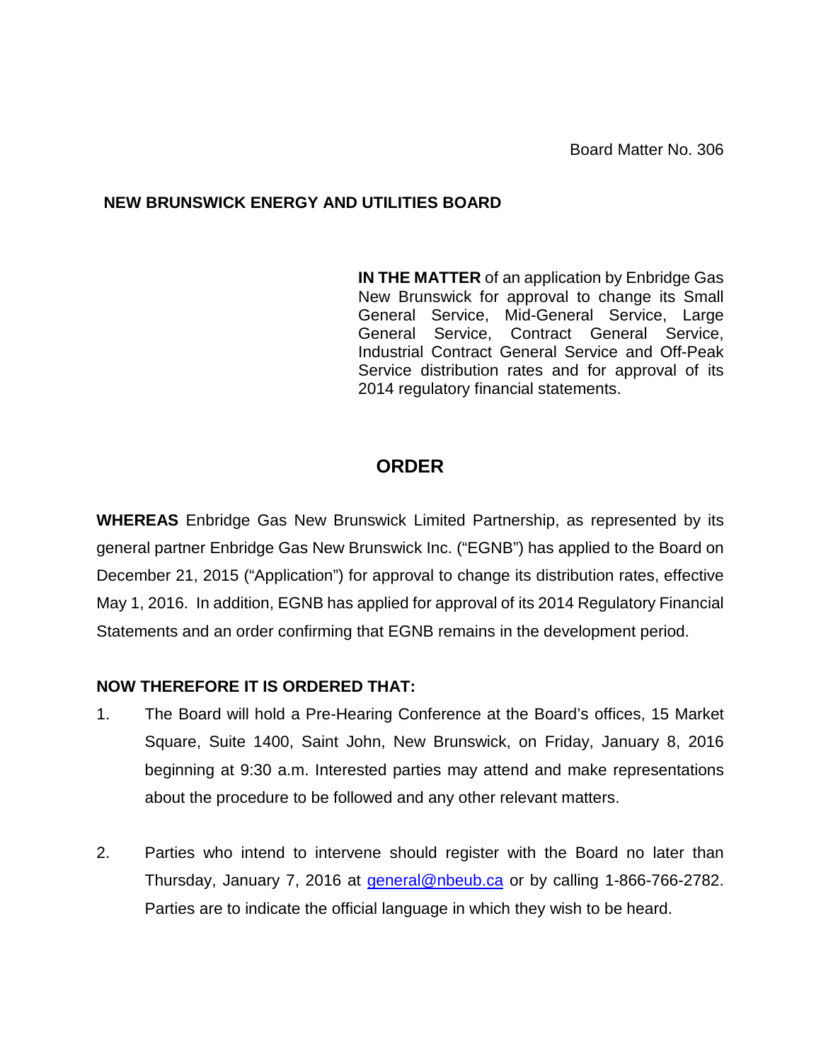Board Matter No. 306

**NEW BRUNSWICK ENERGY AND UTILITIES BOARD**

**IN THE MATTER** of an application by Enbridge Gas New Brunswick for approval to change its Small General Service, Mid-General Service, Large General Service, Contract General Service, Industrial Contract General Service and Off-Peak Service distribution rates and for approval of its 2014 regulatory financial statements.

# ORDER

**WHEREAS** Enbridge Gas New Brunswick Limited Partnership, as represented by its general partner Enbridge Gas New Brunswick Inc. ("EGNB") has applied to the Board on December 21, 2015 ("Application") for approval to change its distribution rates, effective May 1, 2016. In addition, EGNB has applied for approval of its 2014 Regulatory Financial Statements and an order confirming that EGNB remains in the development period.

**NOW THEREFORE IT IS ORDERED THAT:**

1. The Board will hold a Pre-Hearing Conference at the Board's offices, 15 Market Square, Suite 1400, Saint John, New Brunswick, on Friday, January 8, 2016 beginning at 9:30 a.m. Interested parties may attend and make representations about the procedure to be followed and any other relevant matters.

2. Parties who intend to intervene should register with the Board no later than Thursday, January 7, 2016 at general@nbeub.ca or by calling 1-866-766-2782. Parties are to indicate the official language in which they wish to be heard.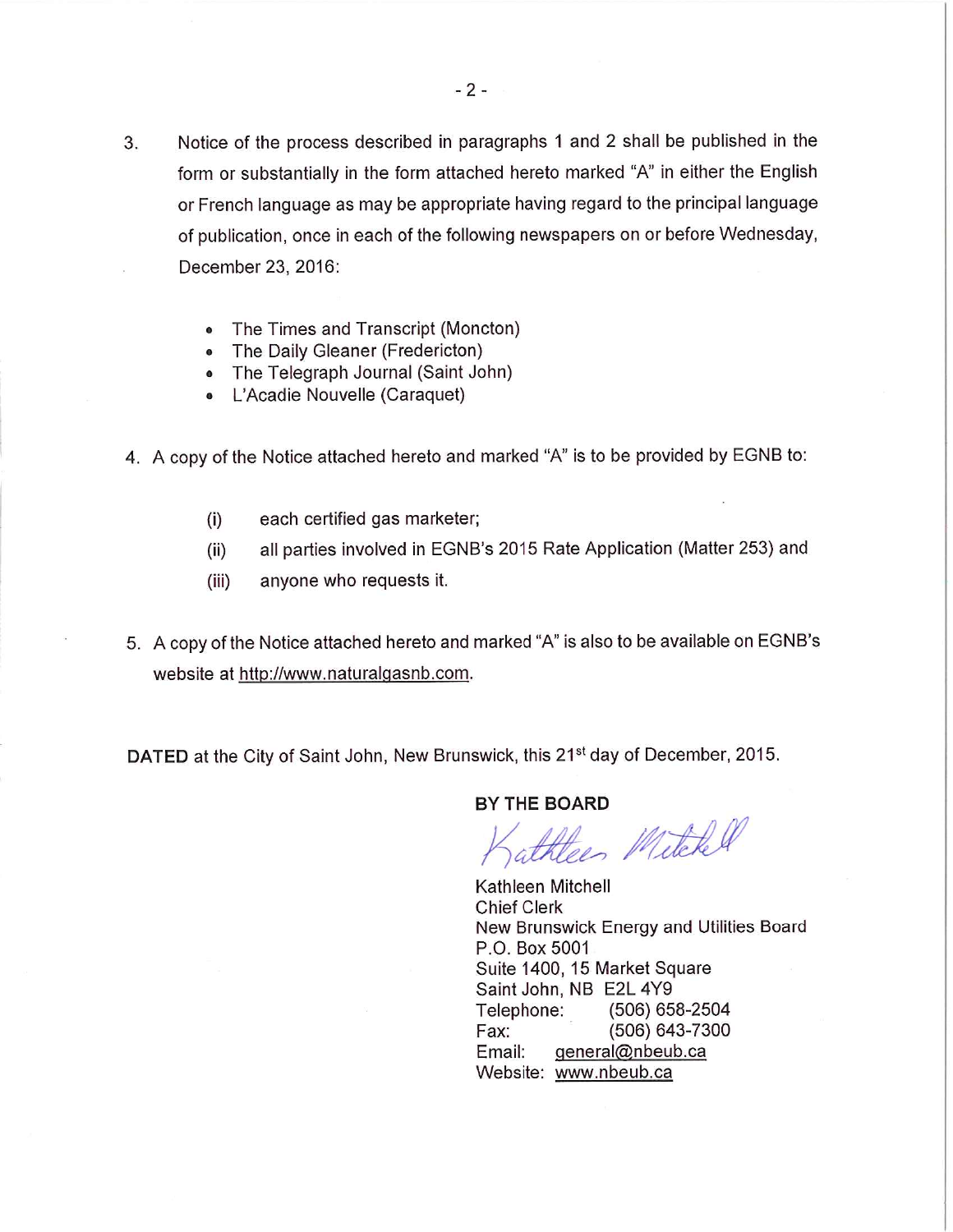3. Notice of the process described in paragraphs 1 and 2 shall be published in the form or substantially in the form attached hereto marked "A" in either the English or French language as may be appropriate having regard to the principal language of publication, once in each of the following newspapers on or before Wednesday, December 23, 2016:

   - The Times and Transcript (Moncton)
   - The Daily Gleaner (Fredericton)
   - The Telegraph Journal (Saint John)
   - L'Acadie Nouvelle (Caraquet)

4. A copy of the Notice attached hereto and marked "A" is to be provided by EGNB to:

   (i) each certified gas marketer;

   (ii) all parties involved in EGNB's 2015 Rate Application (Matter 253) and

   (iii) anyone who requests it.

5. A copy of the Notice attached hereto and marked "A" is also to be available on EGNB's website at http://www.naturalgasnb.com.

**DATED** at the City of Saint John, New Brunswick, this 21st day of December, 2015.

**BY THE BOARD**

Kathleen Mitchell

Kathleen Mitchell
Chief Clerk
New Brunswick Energy and Utilities Board
P.O. Box 5001
Suite 1400, 15 Market Square
Saint John, NB E2L 4Y9
Telephone: (506) 658-2504
Fax: (506) 643-7300
Email: general@nbeub.ca
Website: www.nbeub.ca